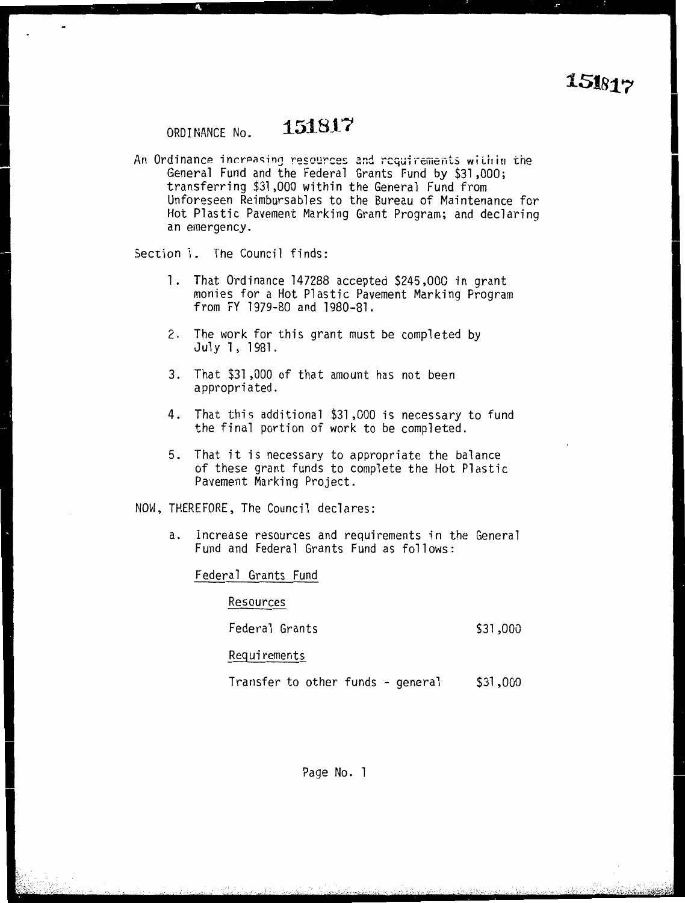151817

ORDINANCE No. **151817**

An Ordinance increasing resources and requirements within the General Fund and the Federal Grants Fund by $31,000; transferring $31,000 within the General Fund from Unforeseen Reimbursables to the Bureau of Maintenance for Hot Plastic Pavement Marking Grant Program; and declaring an emergency.

Section 1. The Council finds:

1. That Ordinance 147288 accepted $245,000 in grant monies for a Hot Plastic Pavement Marking Program from FY 1979-80 and 1980-81.

2. The work for this grant must be completed by July 1, 1981.

3. That $31,000 of that amount has not been appropriated.

4. That this additional $31,000 is necessary to fund the final portion of work to be completed.

5. That it is necessary to appropriate the balance of these grant funds to complete the Hot Plastic Pavement Marking Project.

NOW, THEREFORE, The Council declares:

a. Increase resources and requirements in the General Fund and Federal Grants Fund as follows:

Federal Grants Fund

Resources

| | |
|---|---|
| Federal Grants | $31,000 |

Requirements

| | |
|---|---|
| Transfer to other funds - general | $31,000 |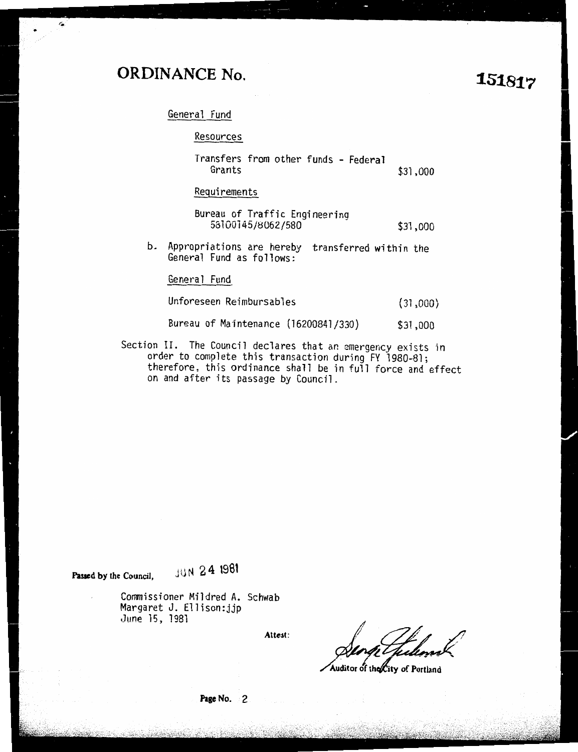# ORDINANCE No. 151817

General Fund

Resources

| | |
|---|---|
| Transfers from other funds - Federal Grants | $31,000 |

Requirements

| | |
|---|---|
| Bureau of Traffic Engineering 58100145/8062/580 | $31,000 |

b. Appropriations are hereby transferred within the General Fund as follows:

General Fund

| | |
|---|---|
| Unforeseen Reimbursables | (31,000) |
| Bureau of Maintenance (16200841/330) | $31,000 |

Section II. The Council declares that an emergency exists in order to complete this transaction during FY 1980-81; therefore, this ordinance shall be in full force and effect on and after its passage by Council.

**Passed by the Council,** JUN 24 1981

Commissioner Mildred A. Schwab
Margaret J. Ellison:jjp
June 15, 1981

**Attest:**

Auditor of the City of Portland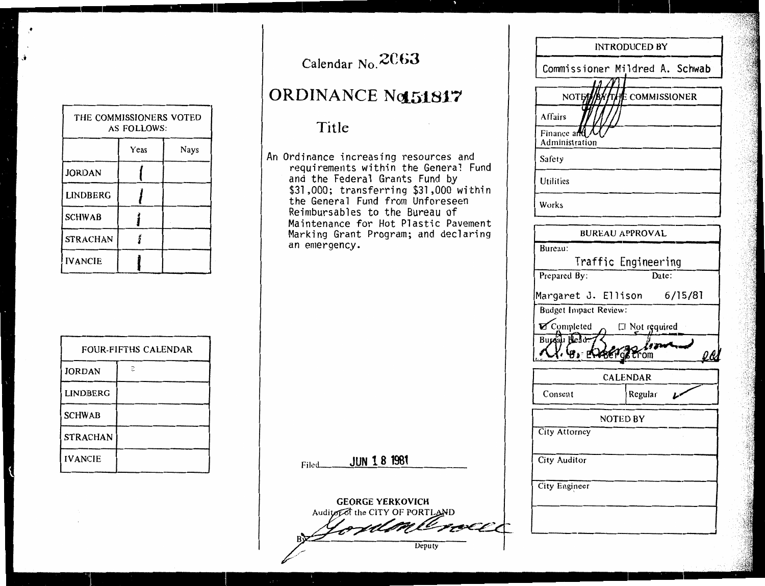| THE COMMISSIONERS VOTED AS FOLLOWS: | | |
|---|---|---|
| | Yeas | Nays |
| JORDAN | / | |
| LINDBERG | / | |
| SCHWAB | / | |
| STRACHAN | / | |
| IVANCIE | / | |

| FOUR-FIFTHS CALENDAR | |
|---|---|
| JORDAN | |
| LINDBERG | |
| SCHWAB | |
| STRACHAN | |
| IVANCIE | |

Calendar No. 2063

# ORDINANCE No. 151817

## Title

An Ordinance increasing resources and requirements within the General Fund and the Federal Grants Fund by $31,000; transferring $31,000 within the General Fund from Unforeseen Reimbursables to the Bureau of Maintenance for Hot Plastic Pavement Marking Grant Program; and declaring an emergency.

Filed JUN 18 1981

GEORGE YERKOVICH
Auditor of the CITY OF PORTLAND

By _______________ Deputy

| INTRODUCED BY |
|---|
| Commissioner Mildred A. Schwab |

| NOTED BY THE COMMISSIONER |
|---|
| Affairs |
| Finance and Administration |
| Safety |
| Utilities |
| Works |

| BUREAU APPROVAL | |
|---|---|
| Bureau: Traffic Engineering | |
| Prepared By: Margaret J. Ellison | Date: 6/15/81 |
| Budget Impact Review: ☑ Completed ☐ Not required | |
| Bureau Head: D. E. Bergstrom | |

| CALENDAR | |
|---|---|
| Consent | Regular ✓ |

| NOTED BY |
|---|
| City Attorney |
| City Auditor |
| City Engineer |
| |